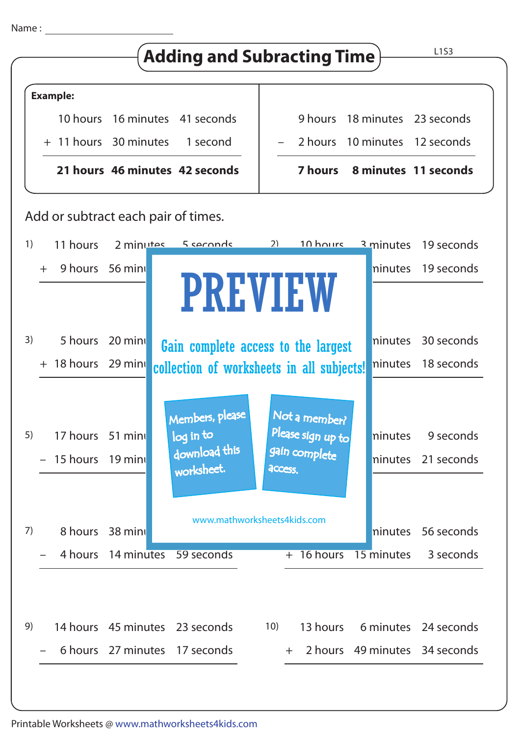Name : ____________________

# Adding and Subracting Time

L1S3

**Example:**

|   | hours | minutes | seconds |
|---|---|---|---|
|   | 10 hours | 16 minutes | 41 seconds |
| + | 11 hours | 30 minutes | 1 second |
|   | **21 hours** | **46 minutes** | **42 seconds** |

|   | hours | minutes | seconds |
|---|---|---|---|
|   | 9 hours | 18 minutes | 23 seconds |
| − | 2 hours | 10 minutes | 12 seconds |
|   | **7 hours** | **8 minutes** | **11 seconds** |

Add or subtract each pair of times.

1)

|   | hours | minutes | seconds |
|---|---|---|---|
|   | 11 hours | 2 minutes | 5 seconds |
| + | 9 hours | 56 minu | |

2)

|   | hours | minutes | seconds |
|---|---|---|---|
|   | 10 hours | 3 minutes | 19 seconds |
|   | | minutes | 19 seconds |

3)

|   | hours | minutes | seconds |
|---|---|---|---|
|   | 5 hours | 20 minu | |
| + | 18 hours | 29 minu | |

4)

|   | hours | minutes | seconds |
|---|---|---|---|
|   | | minutes | 30 seconds |
|   | | minutes | 18 seconds |

5)

|   | hours | minutes | seconds |
|---|---|---|---|
|   | 17 hours | 51 minu | |
| − | 15 hours | 19 minu | |

6)

|   | hours | minutes | seconds |
|---|---|---|---|
|   | | minutes | 9 seconds |
|   | | minutes | 21 seconds |

7)

|   | hours | minutes | seconds |
|---|---|---|---|
|   | 8 hours | 38 minu | |
| − | 4 hours | 14 minutes | 59 seconds |

8)

|   | hours | minutes | seconds |
|---|---|---|---|
|   | | minutes | 56 seconds |
| + | 16 hours | 15 minutes | 3 seconds |

9)

|   | hours | minutes | seconds |
|---|---|---|---|
|   | 14 hours | 45 minutes | 23 seconds |
| − | 6 hours | 27 minutes | 17 seconds |

10)

|   | hours | minutes | seconds |
|---|---|---|---|
|   | 13 hours | 6 minutes | 24 seconds |
| + | 2 hours | 49 minutes | 34 seconds |

PREVIEW

Gain complete access to the largest collection of worksheets in all subjects!

Members, please log in to download this worksheet.

Not a member? Please sign up to gain complete access.

www.mathworksheets4kids.com

Printable Worksheets @ www.mathworksheets4kids.com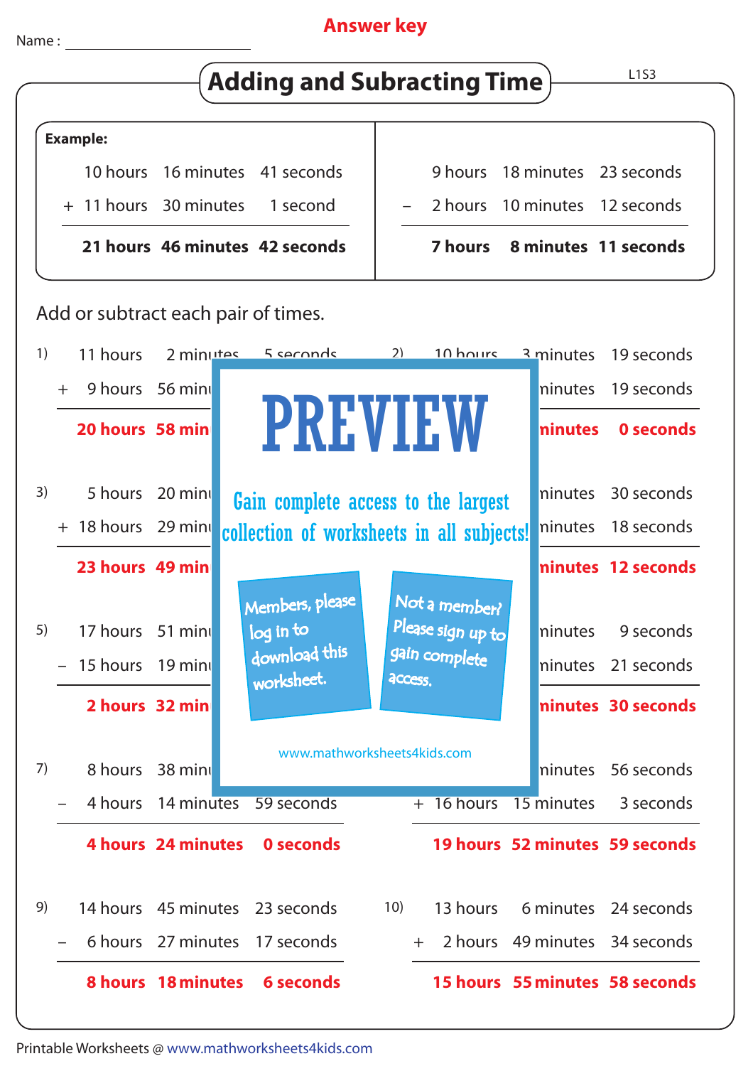**Answer key**

Name : ____________________

# Adding and Subracting Time

L1S3

**Example:**

| | | | |
|---|---|---|---|
| | 10 hours | 16 minutes | 41 seconds |
| + | 11 hours | 30 minutes | 1 second |
| | **21 hours** | **46 minutes** | **42 seconds** |

| | | | |
|---|---|---|---|
| | 9 hours | 18 minutes | 23 seconds |
| − | 2 hours | 10 minutes | 12 seconds |
| | **7 hours** | **8 minutes** | **11 seconds** |

Add or subtract each pair of times.

1)

| | | | |
|---|---|---|---|
| | 11 hours | 2 minutes | 5 seconds |
| + | 9 hours | 56 min | |
| | **20 hours** | **58 min** | |

2)

| | | | |
|---|---|---|---|
| | 10 hours | 3 minutes | 19 seconds |
| | | minutes | 19 seconds |
| | | **minutes** | **0 seconds** |

3)

| | | | |
|---|---|---|---|
| | 5 hours | 20 min | |
| + | 18 hours | 29 min | |
| | **23 hours** | **49 min** | |

4)

| | | | |
|---|---|---|---|
| | | minutes | 30 seconds |
| | | minutes | 18 seconds |
| | | **minutes** | **12 seconds** |

5)

| | | | |
|---|---|---|---|
| | 17 hours | 51 min | |
| − | 15 hours | 19 min | |
| | **2 hours** | **32 min** | |

6)

| | | | |
|---|---|---|---|
| | | minutes | 9 seconds |
| | | minutes | 21 seconds |
| | | **minutes** | **30 seconds** |

7)

| | | | |
|---|---|---|---|
| | 8 hours | 38 min | |
| − | 4 hours | 14 minutes | 59 seconds |
| | **4 hours** | **24 minutes** | **0 seconds** |

8)

| | | | |
|---|---|---|---|
| | | minutes | 56 seconds |
| + | 16 hours | 15 minutes | 3 seconds |
| | **19 hours** | **52 minutes** | **59 seconds** |

9)

| | | | |
|---|---|---|---|
| | 14 hours | 45 minutes | 23 seconds |
| − | 6 hours | 27 minutes | 17 seconds |
| | **8 hours** | **18 minutes** | **6 seconds** |

10)

| | | | |
|---|---|---|---|
| | 13 hours | 6 minutes | 24 seconds |
| + | 2 hours | 49 minutes | 34 seconds |
| | **15 hours** | **55 minutes** | **58 seconds** |

PREVIEW

Gain complete access to the largest collection of worksheets in all subjects!

Members, please log in to download this worksheet.

Not a member? Please sign up to gain complete access.

www.mathworksheets4kids.com

Printable Worksheets @ www.mathworksheets4kids.com